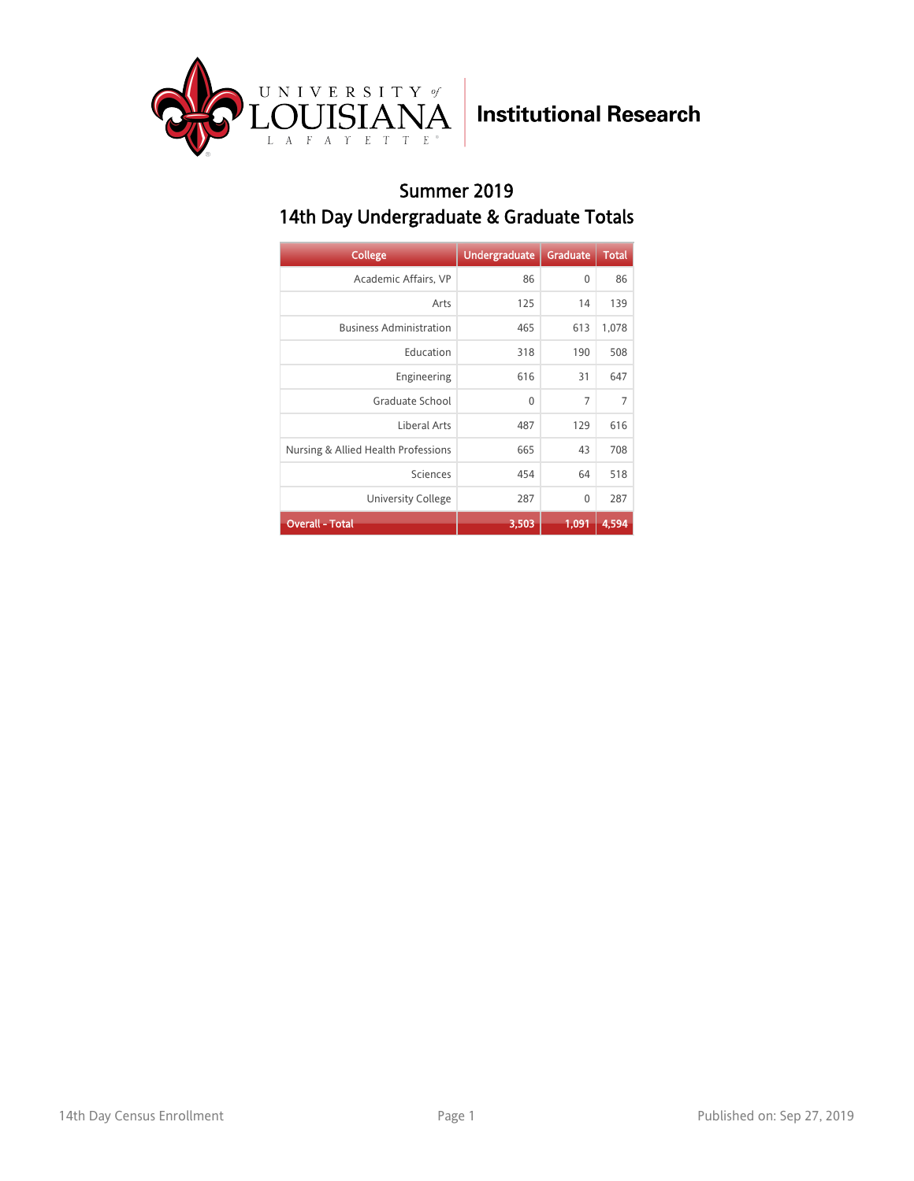University of Louisiana Lafayette — Institutional Research

## Summer 2019
## 14th Day Undergraduate & Graduate Totals

| College | Undergraduate | Graduate | Total |
|---|---|---|---|
| Academic Affairs, VP | 86 | 0 | 86 |
| Arts | 125 | 14 | 139 |
| Business Administration | 465 | 613 | 1,078 |
| Education | 318 | 190 | 508 |
| Engineering | 616 | 31 | 647 |
| Graduate School | 0 | 7 | 7 |
| Liberal Arts | 487 | 129 | 616 |
| Nursing & Allied Health Professions | 665 | 43 | 708 |
| Sciences | 454 | 64 | 518 |
| University College | 287 | 0 | 287 |
| **Overall - Total** | **3,503** | **1,091** | **4,594** |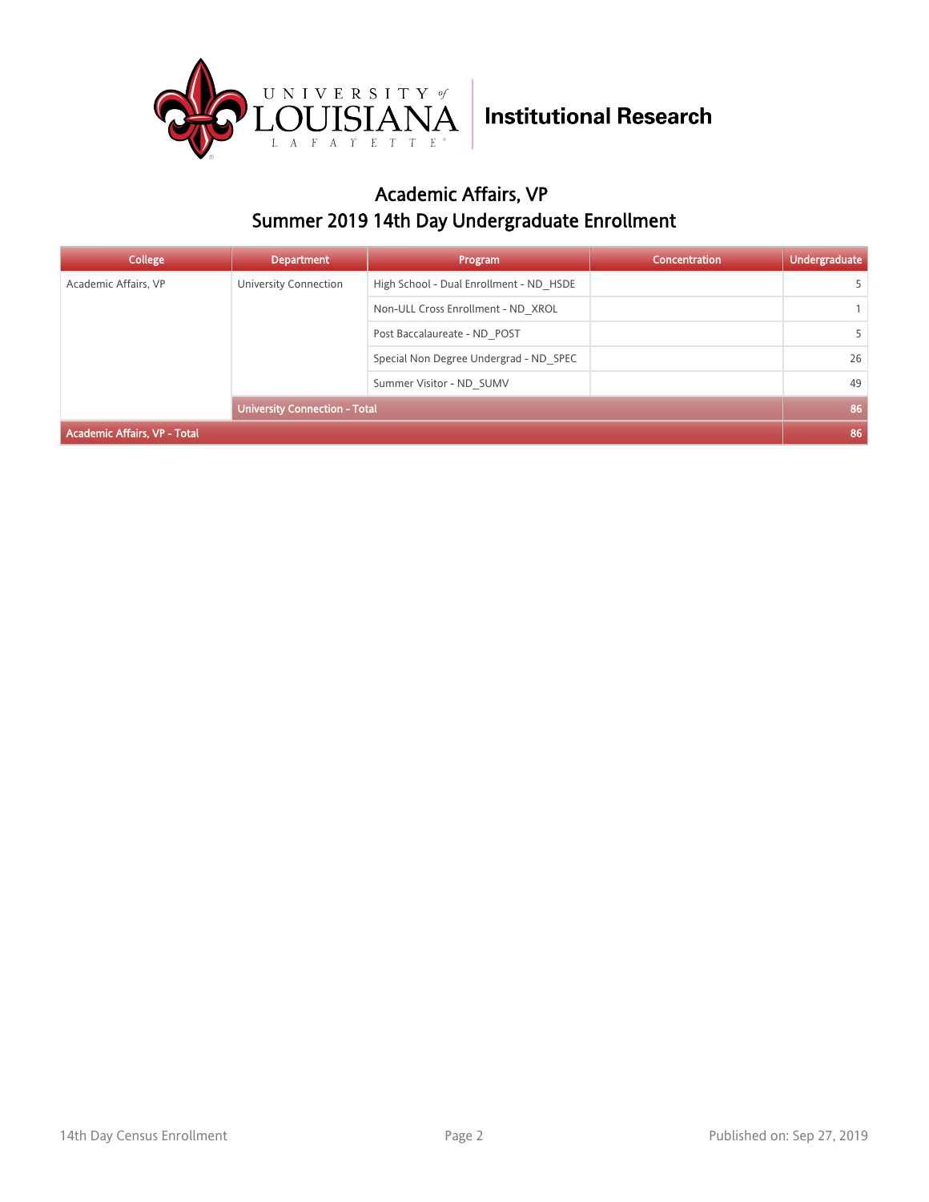# Academic Affairs, VP

## Summer 2019 14th Day Undergraduate Enrollment

| College | Department | Program | Concentration | Undergraduate |
|---|---|---|---|---|
| Academic Affairs, VP | University Connection | High School - Dual Enrollment - ND_HSDE | | 5 |
| | | Non-ULL Cross Enrollment - ND_XROL | | 1 |
| | | Post Baccalaureate - ND_POST | | 5 |
| | | Special Non Degree Undergrad - ND_SPEC | | 26 |
| | | Summer Visitor - ND_SUMV | | 49 |
| | **University Connection - Total** | | | **86** |
| **Academic Affairs, VP - Total** | | | | **86** |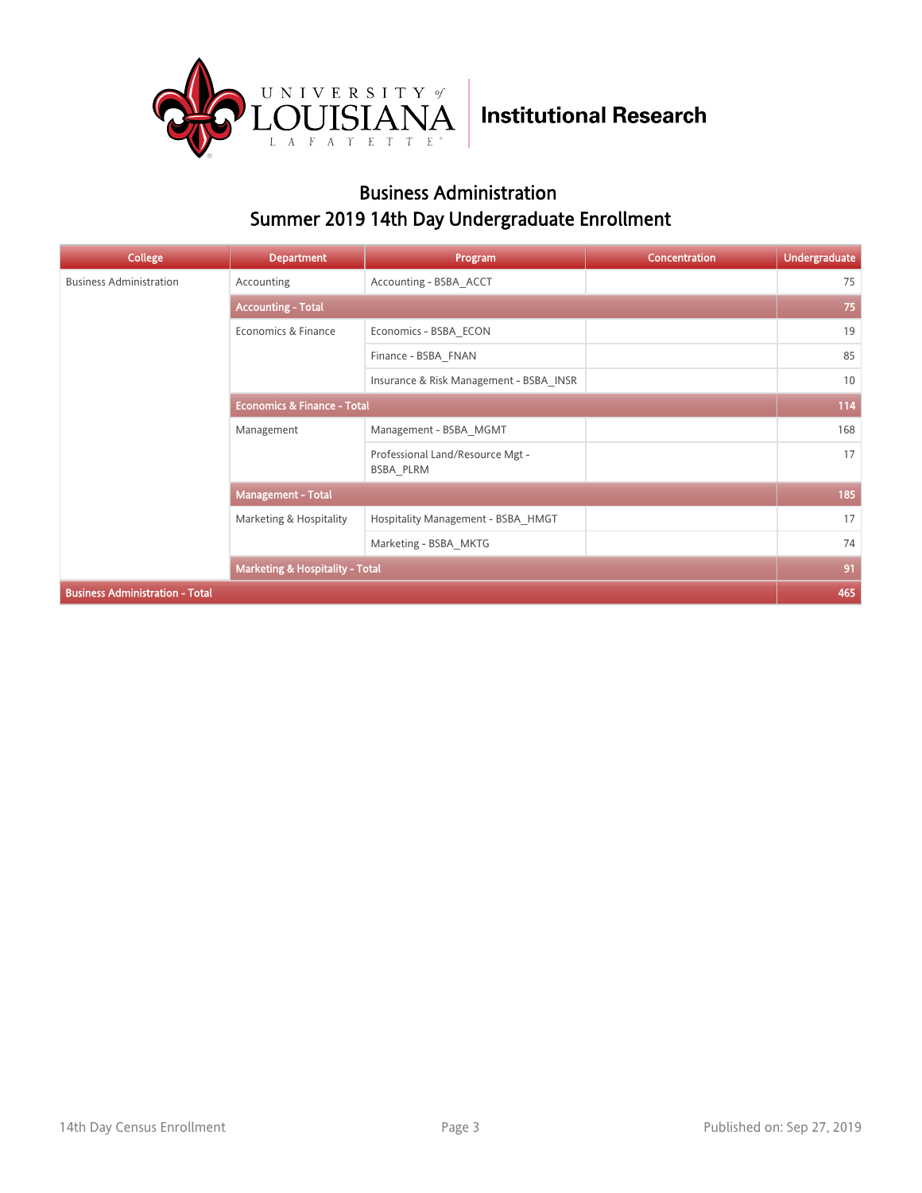# Institutional Research

## Business Administration
## Summer 2019 14th Day Undergraduate Enrollment

| College | Department | Program | Concentration | Undergraduate |
|---|---|---|---|---|
| Business Administration | Accounting | Accounting - BSBA_ACCT | | 75 |
| | **Accounting - Total** | | | **75** |
| | Economics & Finance | Economics - BSBA_ECON | | 19 |
| | | Finance - BSBA_FNAN | | 85 |
| | | Insurance & Risk Management - BSBA_INSR | | 10 |
| | **Economics & Finance - Total** | | | **114** |
| | Management | Management - BSBA_MGMT | | 168 |
| | | Professional Land/Resource Mgt - BSBA_PLRM | | 17 |
| | **Management - Total** | | | **185** |
| | Marketing & Hospitality | Hospitality Management - BSBA_HMGT | | 17 |
| | | Marketing - BSBA_MKTG | | 74 |
| | **Marketing & Hospitality - Total** | | | **91** |
| **Business Administration - Total** | | | | **465** |

14th Day Census Enrollment

Published on: Sep 27, 2019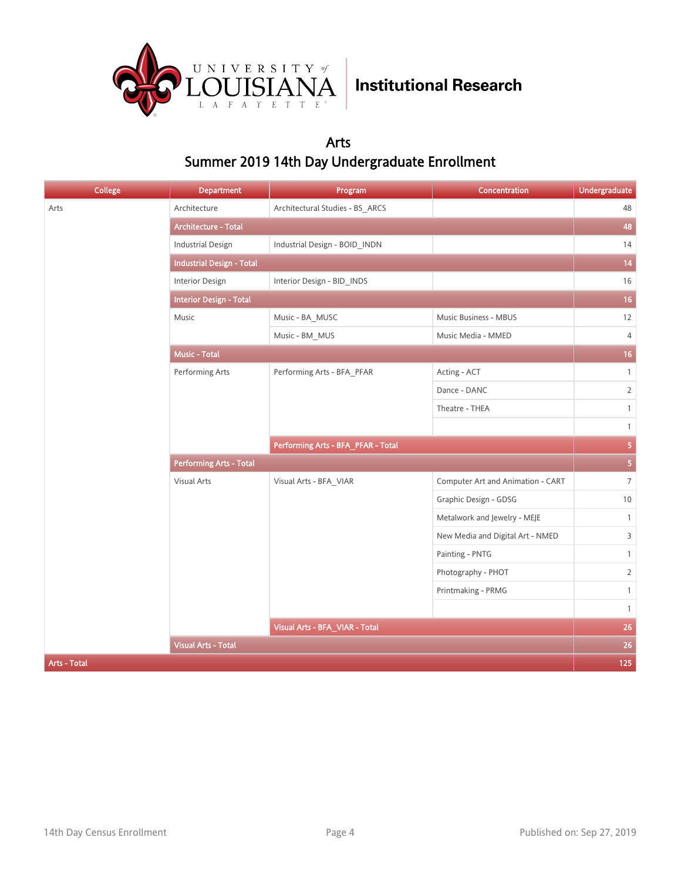Institutional Research

# Arts

## Summer 2019 14th Day Undergraduate Enrollment

| College | Department | Program | Concentration | Undergraduate |
|---|---|---|---|---|
| Arts | Architecture | Architectural Studies - BS_ARCS | | 48 |
| | **Architecture - Total** | | | **48** |
| | Industrial Design | Industrial Design - BOID_INDN | | 14 |
| | **Industrial Design - Total** | | | **14** |
| | Interior Design | Interior Design - BID_INDS | | 16 |
| | **Interior Design - Total** | | | **16** |
| | Music | Music - BA_MUSC | Music Business - MBUS | 12 |
| | | Music - BM_MUS | Music Media - MMED | 4 |
| | **Music - Total** | | | **16** |
| | Performing Arts | Performing Arts - BFA_PFAR | Acting - ACT | 1 |
| | | | Dance - DANC | 2 |
| | | | Theatre - THEA | 1 |
| | | | | 1 |
| | | **Performing Arts - BFA_PFAR - Total** | | **5** |
| | **Performing Arts - Total** | | | **5** |
| | Visual Arts | Visual Arts - BFA_VIAR | Computer Art and Animation - CART | 7 |
| | | | Graphic Design - GDSG | 10 |
| | | | Metalwork and Jewelry - MEJE | 1 |
| | | | New Media and Digital Art - NMED | 3 |
| | | | Painting - PNTG | 1 |
| | | | Photography - PHOT | 2 |
| | | | Printmaking - PRMG | 1 |
| | | | | 1 |
| | | **Visual Arts - BFA_VIAR - Total** | | **26** |
| | **Visual Arts - Total** | | | **26** |
| **Arts - Total** | | | | **125** |

14th Day Census Enrollment

Published on: Sep 27, 2019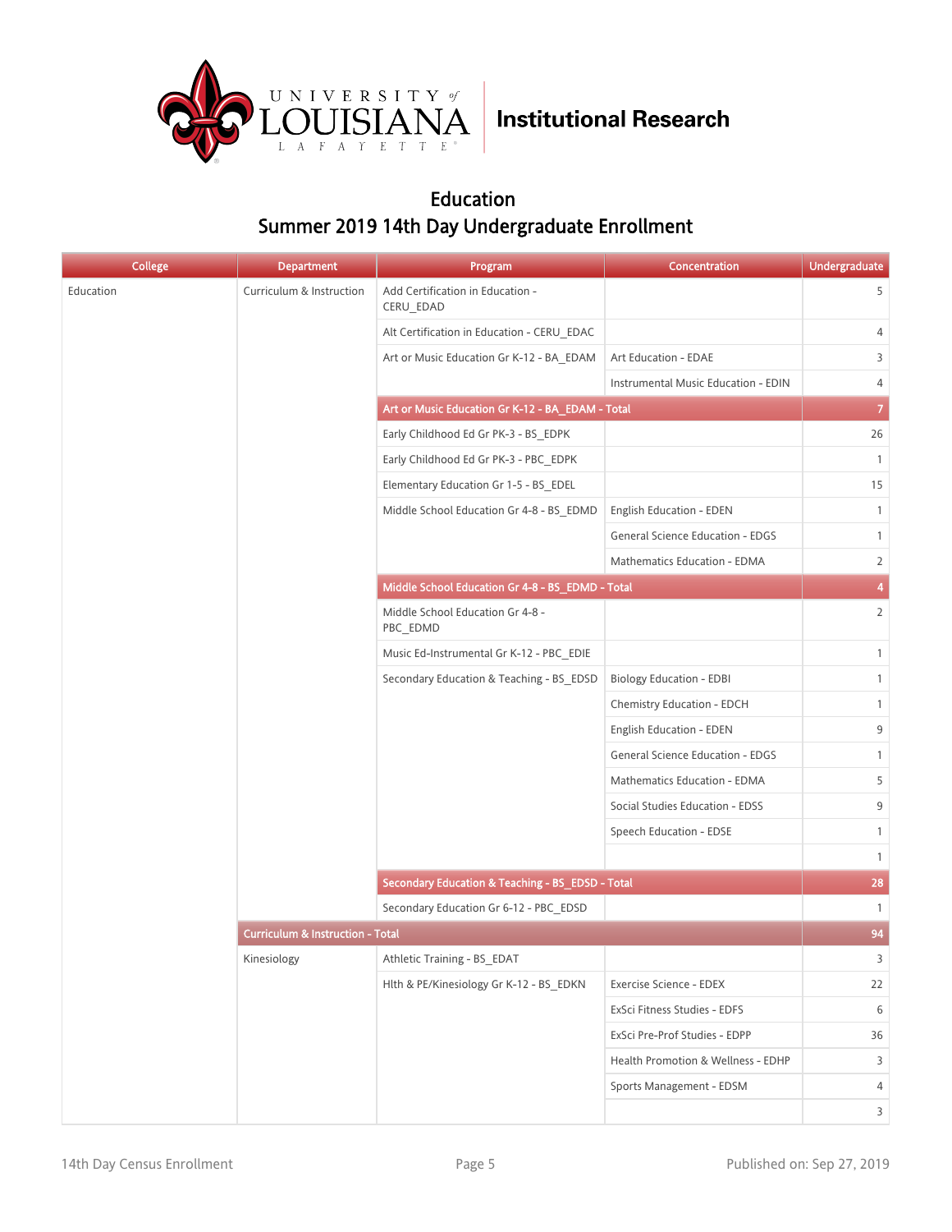## Education

## Summer 2019 14th Day Undergraduate Enrollment

| College | Department | Program | Concentration | Undergraduate |
|---|---|---|---|---|
| Education | Curriculum & Instruction | Add Certification in Education - CERU_EDAD | | 5 |
| | | Alt Certification in Education - CERU_EDAC | | 4 |
| | | Art or Music Education Gr K-12 - BA_EDAM | Art Education - EDAE | 3 |
| | | | Instrumental Music Education - EDIN | 4 |
| | | **Art or Music Education Gr K-12 - BA_EDAM - Total** | | **7** |
| | | Early Childhood Ed Gr PK-3 - BS_EDPK | | 26 |
| | | Early Childhood Ed Gr PK-3 - PBC_EDPK | | 1 |
| | | Elementary Education Gr 1-5 - BS_EDEL | | 15 |
| | | Middle School Education Gr 4-8 - BS_EDMD | English Education - EDEN | 1 |
| | | | General Science Education - EDGS | 1 |
| | | | Mathematics Education - EDMA | 2 |
| | | **Middle School Education Gr 4-8 - BS_EDMD - Total** | | **4** |
| | | Middle School Education Gr 4-8 - PBC_EDMD | | 2 |
| | | Music Ed-Instrumental Gr K-12 - PBC_EDIE | | 1 |
| | | Secondary Education & Teaching - BS_EDSD | Biology Education - EDBI | 1 |
| | | | Chemistry Education - EDCH | 1 |
| | | | English Education - EDEN | 9 |
| | | | General Science Education - EDGS | 1 |
| | | | Mathematics Education - EDMA | 5 |
| | | | Social Studies Education - EDSS | 9 |
| | | | Speech Education - EDSE | 1 |
| | | | | 1 |
| | | **Secondary Education & Teaching - BS_EDSD - Total** | | **28** |
| | | Secondary Education Gr 6-12 - PBC_EDSD | | 1 |
| | **Curriculum & Instruction - Total** | | | **94** |
| | Kinesiology | Athletic Training - BS_EDAT | | 3 |
| | | Hlth & PE/Kinesiology Gr K-12 - BS_EDKN | Exercise Science - EDEX | 22 |
| | | | ExSci Fitness Studies - EDFS | 6 |
| | | | ExSci Pre-Prof Studies - EDPP | 36 |
| | | | Health Promotion & Wellness - EDHP | 3 |
| | | | Sports Management - EDSM | 4 |
| | | | | 3 |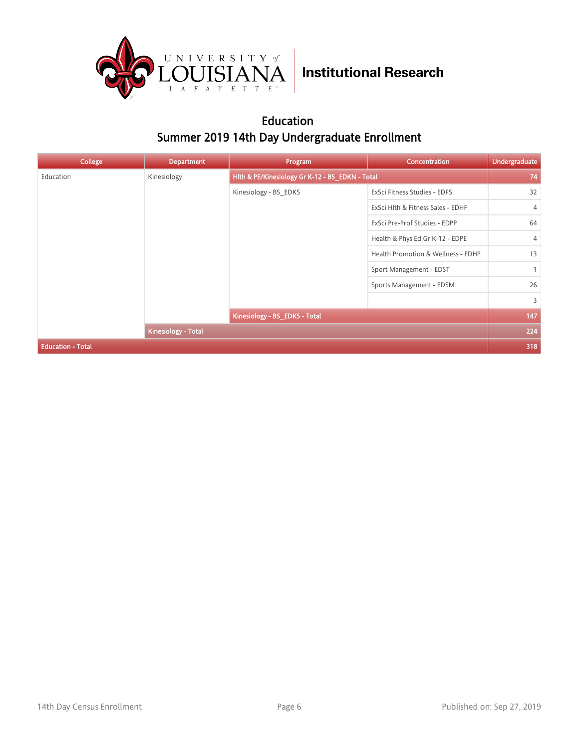# Education

## Summer 2019 14th Day Undergraduate Enrollment

| College | Department | Program | Concentration | Undergraduate |
|---|---|---|---|---|
| Education | Kinesiology | Hlth & PE/Kinesiology Gr K-12 - BS_EDKN - Total | | 74 |
| | | Kinesiology - BS_EDKS | ExSci Fitness Studies - EDFS | 32 |
| | | | ExSci Hlth & Fitness Sales - EDHF | 4 |
| | | | ExSci Pre-Prof Studies - EDPP | 64 |
| | | | Health & Phys Ed Gr K-12 - EDPE | 4 |
| | | | Health Promotion & Wellness - EDHP | 13 |
| | | | Sport Management - EDST | 1 |
| | | | Sports Management - EDSM | 26 |
| | | | | 3 |
| | | Kinesiology - BS_EDKS - Total | | 147 |
| | Kinesiology - Total | | | 224 |
| Education - Total | | | | 318 |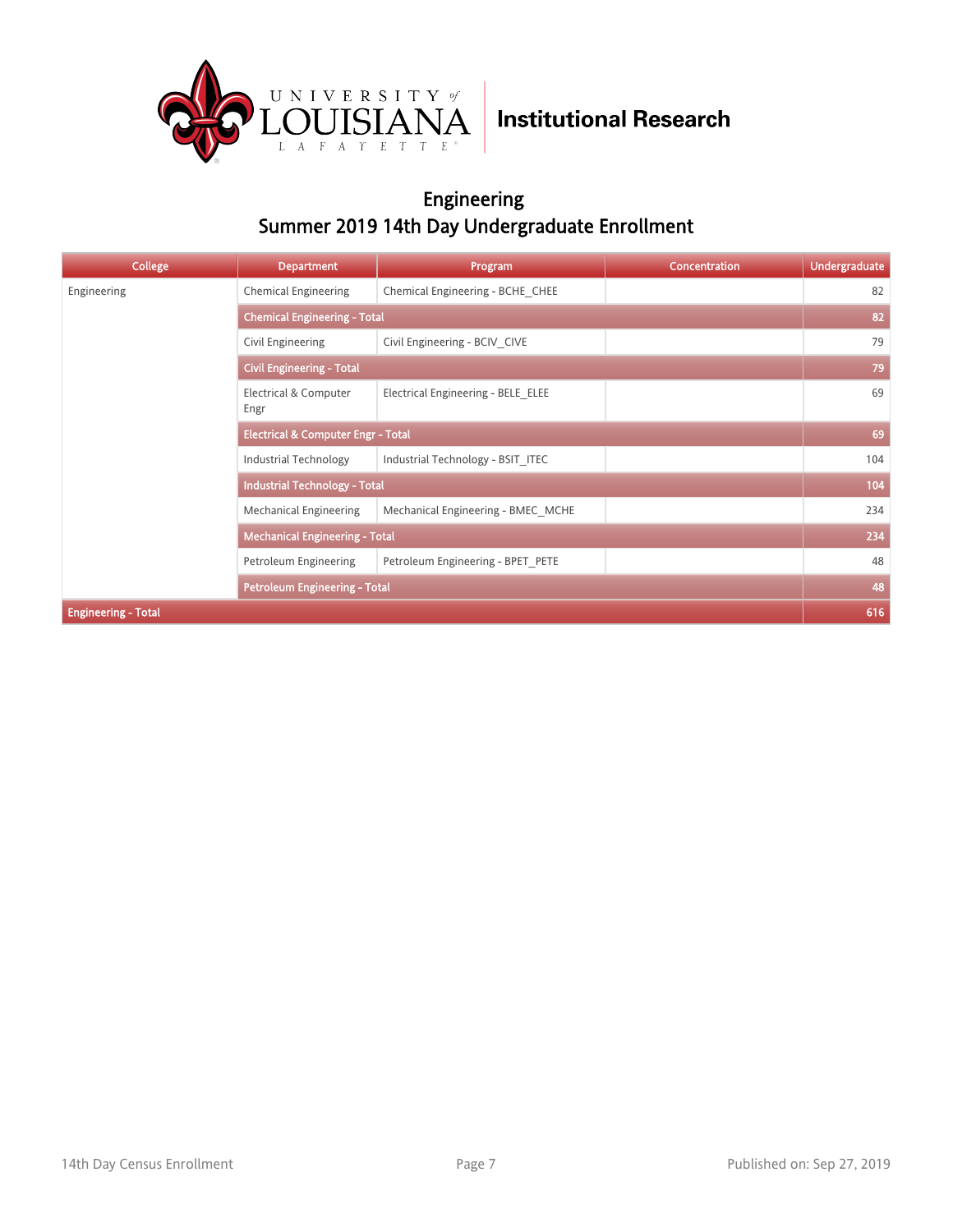# Institutional Research

## Engineering
## Summer 2019 14th Day Undergraduate Enrollment

| College | Department | Program | Concentration | Undergraduate |
|---|---|---|---|---|
| Engineering | Chemical Engineering | Chemical Engineering - BCHE_CHEE | | 82 |
| | **Chemical Engineering - Total** | | | **82** |
| | Civil Engineering | Civil Engineering - BCIV_CIVE | | 79 |
| | **Civil Engineering - Total** | | | **79** |
| | Electrical & Computer Engr | Electrical Engineering - BELE_ELEE | | 69 |
| | **Electrical & Computer Engr - Total** | | | **69** |
| | Industrial Technology | Industrial Technology - BSIT_ITEC | | 104 |
| | **Industrial Technology - Total** | | | **104** |
| | Mechanical Engineering | Mechanical Engineering - BMEC_MCHE | | 234 |
| | **Mechanical Engineering - Total** | | | **234** |
| | Petroleum Engineering | Petroleum Engineering - BPET_PETE | | 48 |
| | **Petroleum Engineering - Total** | | | **48** |
| **Engineering - Total** | | | | **616** |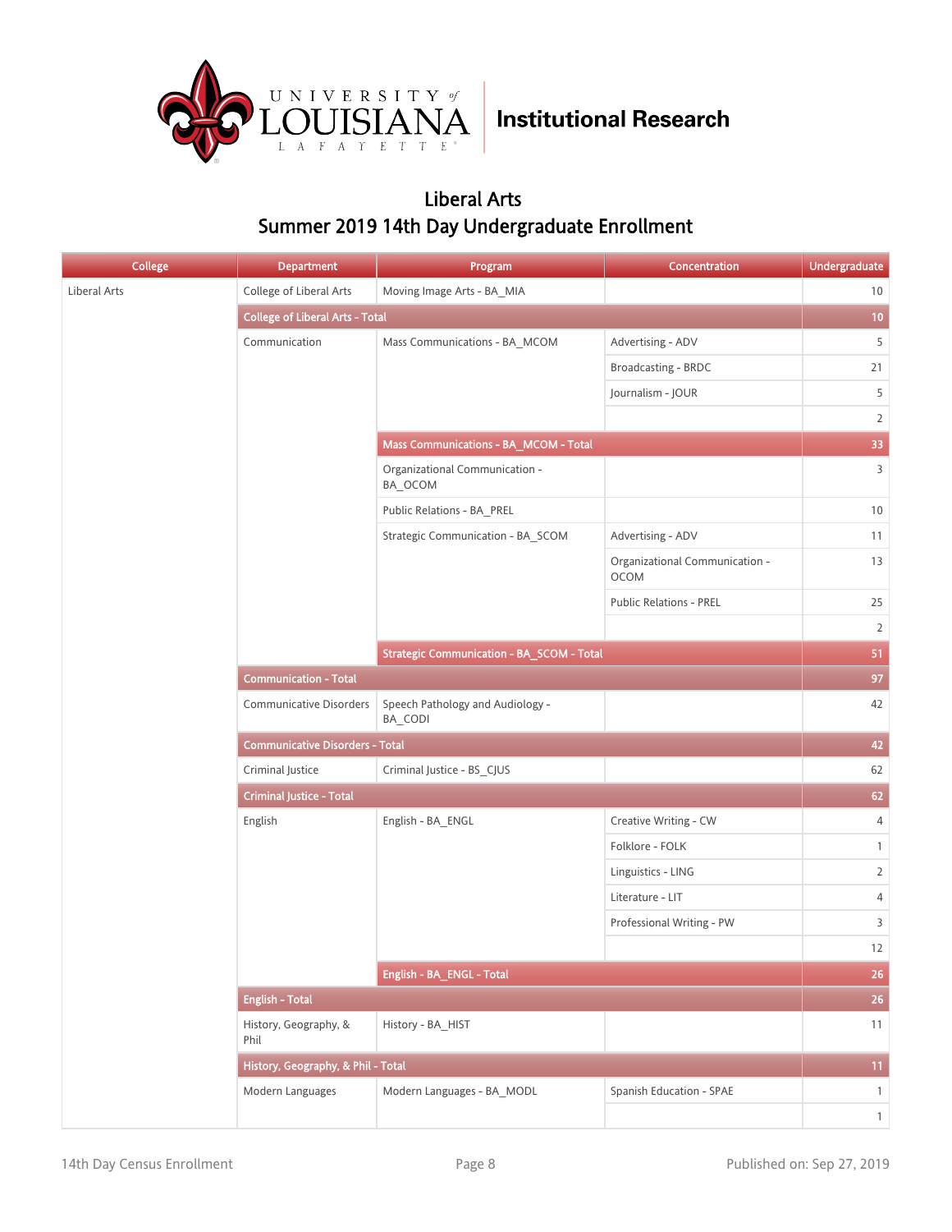# Liberal Arts

## Summer 2019 14th Day Undergraduate Enrollment

| College | Department | Program | Concentration | Undergraduate |
|---|---|---|---|---|
| Liberal Arts | College of Liberal Arts | Moving Image Arts - BA_MIA | | 10 |
| | **College of Liberal Arts - Total** | | | **10** |
| | Communication | Mass Communications - BA_MCOM | Advertising - ADV | 5 |
| | | | Broadcasting - BRDC | 21 |
| | | | Journalism - JOUR | 5 |
| | | | | 2 |
| | | **Mass Communications - BA_MCOM - Total** | | **33** |
| | | Organizational Communication - BA_OCOM | | 3 |
| | | Public Relations - BA_PREL | | 10 |
| | | Strategic Communication - BA_SCOM | Advertising - ADV | 11 |
| | | | Organizational Communication - OCOM | 13 |
| | | | Public Relations - PREL | 25 |
| | | | | 2 |
| | | **Strategic Communication - BA_SCOM - Total** | | **51** |
| | **Communication - Total** | | | **97** |
| | Communicative Disorders | Speech Pathology and Audiology - BA_CODI | | 42 |
| | **Communicative Disorders - Total** | | | **42** |
| | Criminal Justice | Criminal Justice - BS_CJUS | | 62 |
| | **Criminal Justice - Total** | | | **62** |
| | English | English - BA_ENGL | Creative Writing - CW | 4 |
| | | | Folklore - FOLK | 1 |
| | | | Linguistics - LING | 2 |
| | | | Literature - LIT | 4 |
| | | | Professional Writing - PW | 3 |
| | | | | 12 |
| | | **English - BA_ENGL - Total** | | **26** |
| | **English - Total** | | | **26** |
| | History, Geography, & Phil | History - BA_HIST | | 11 |
| | **History, Geography, & Phil - Total** | | | **11** |
| | Modern Languages | Modern Languages - BA_MODL | Spanish Education - SPAE | 1 |
| | | | | 1 |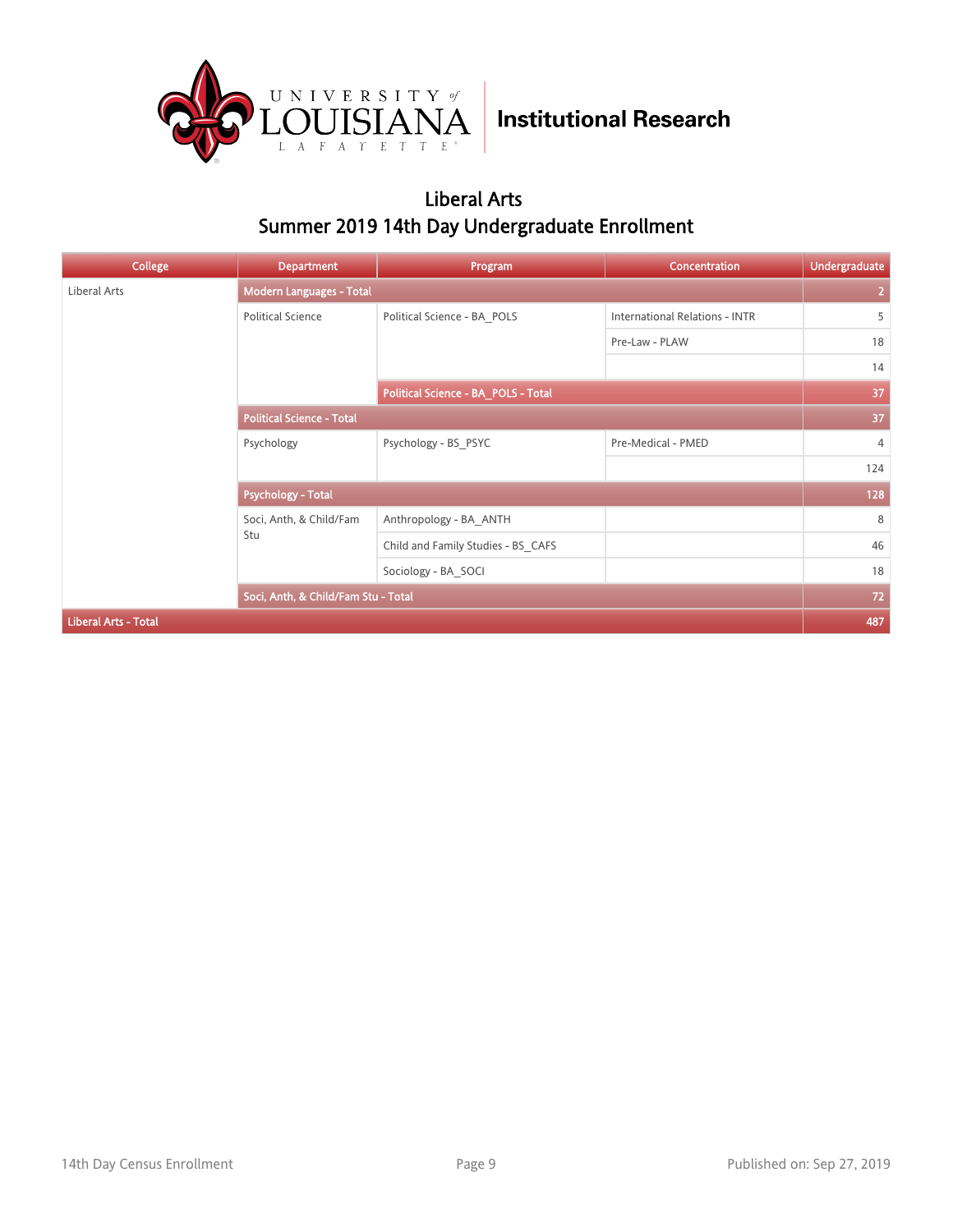# Liberal Arts
## Summer 2019 14th Day Undergraduate Enrollment

| College | Department | Program | Concentration | Undergraduate |
|---|---|---|---|---|
| Liberal Arts | Modern Languages - Total | | | 2 |
| | Political Science | Political Science - BA_POLS | International Relations - INTR | 5 |
| | | | Pre-Law - PLAW | 18 |
| | | | | 14 |
| | | Political Science - BA_POLS - Total | | 37 |
| | Political Science - Total | | | 37 |
| | Psychology | Psychology - BS_PSYC | Pre-Medical - PMED | 4 |
| | | | | 124 |
| | Psychology - Total | | | 128 |
| | Soci, Anth, & Child/Fam Stu | Anthropology - BA_ANTH | | 8 |
| | | Child and Family Studies - BS_CAFS | | 46 |
| | | Sociology - BA_SOCI | | 18 |
| | Soci, Anth, & Child/Fam Stu - Total | | | 72 |
| Liberal Arts - Total | | | | 487 |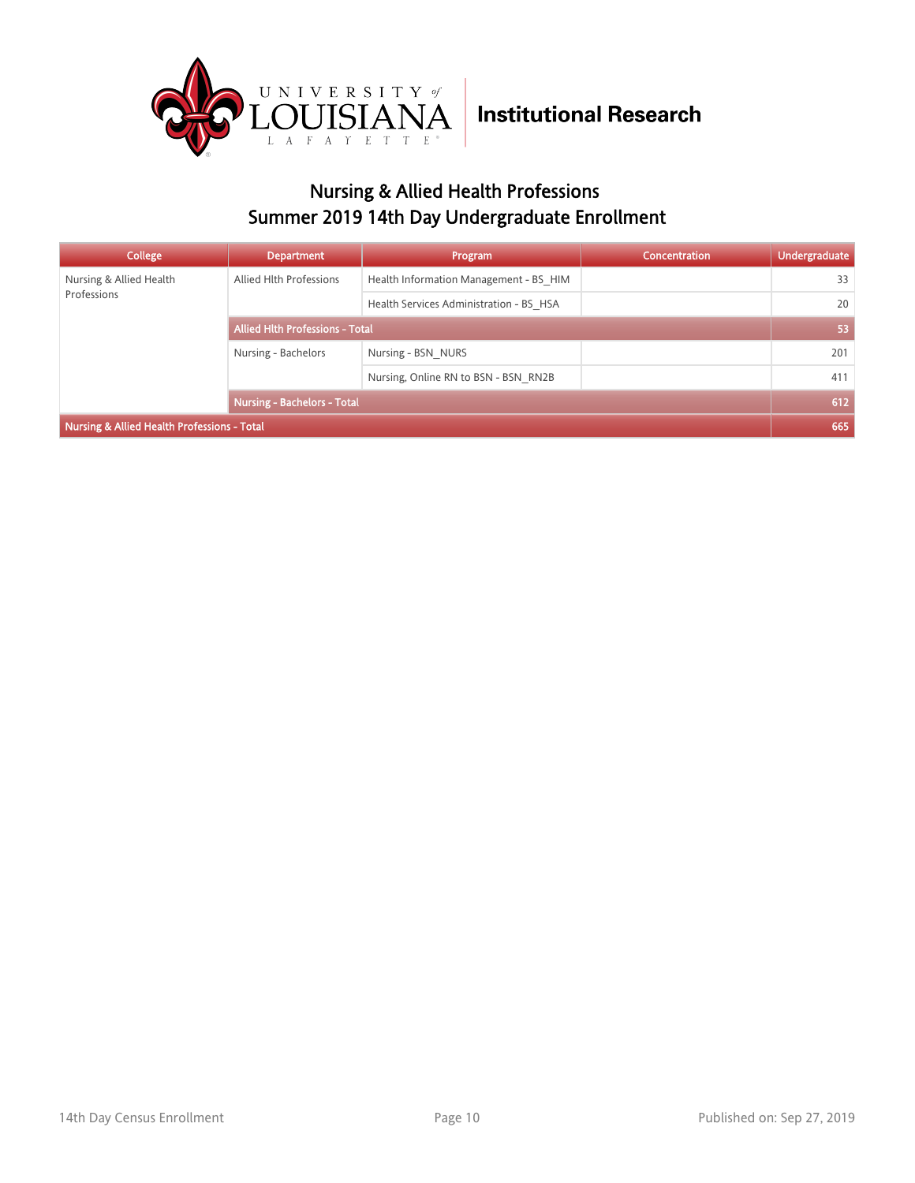Institutional Research

## Nursing & Allied Health Professions
## Summer 2019 14th Day Undergraduate Enrollment

| College | Department | Program | Concentration | Undergraduate |
|---|---|---|---|---|
| Nursing & Allied Health Professions | Allied Hlth Professions | Health Information Management - BS_HIM | | 33 |
| | | Health Services Administration - BS_HSA | | 20 |
| | **Allied Hlth Professions - Total** | | | **53** |
| | Nursing - Bachelors | Nursing - BSN_NURS | | 201 |
| | | Nursing, Online RN to BSN - BSN_RN2B | | 411 |
| | **Nursing - Bachelors - Total** | | | **612** |
| **Nursing & Allied Health Professions - Total** | | | | **665** |

14th Day Census Enrollment

Published on: Sep 27, 2019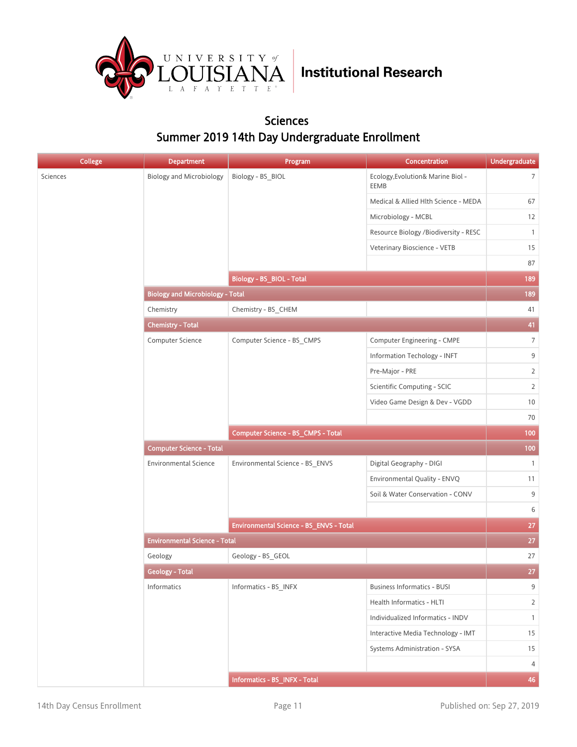University of Louisiana Lafayette — Institutional Research

## Sciences

## Summer 2019 14th Day Undergraduate Enrollment

| College | Department | Program | Concentration | Undergraduate |
|---|---|---|---|---|
| Sciences | Biology and Microbiology | Biology - BS_BIOL | Ecology,Evolution& Marine Biol - EEMB | 7 |
| | | | Medical & Allied Hlth Science - MEDA | 67 |
| | | | Microbiology - MCBL | 12 |
| | | | Resource Biology /Biodiversity - RESC | 1 |
| | | | Veterinary Bioscience - VETB | 15 |
| | | | | 87 |
| | | **Biology - BS_BIOL - Total** | | **189** |
| | **Biology and Microbiology - Total** | | | **189** |
| | Chemistry | Chemistry - BS_CHEM | | 41 |
| | **Chemistry - Total** | | | **41** |
| | Computer Science | Computer Science - BS_CMPS | Computer Engineering - CMPE | 7 |
| | | | Information Techology - INFT | 9 |
| | | | Pre-Major - PRE | 2 |
| | | | Scientific Computing - SCIC | 2 |
| | | | Video Game Design & Dev - VGDD | 10 |
| | | | | 70 |
| | | **Computer Science - BS_CMPS - Total** | | **100** |
| | **Computer Science - Total** | | | **100** |
| | Environmental Science | Environmental Science - BS_ENVS | Digital Geography - DIGI | 1 |
| | | | Environmental Quality - ENVQ | 11 |
| | | | Soil & Water Conservation - CONV | 9 |
| | | | | 6 |
| | | **Environmental Science - BS_ENVS - Total** | | **27** |
| | **Environmental Science - Total** | | | **27** |
| | Geology | Geology - BS_GEOL | | 27 |
| | **Geology - Total** | | | **27** |
| | Informatics | Informatics - BS_INFX | Business Informatics - BUSI | 9 |
| | | | Health Informatics - HLTI | 2 |
| | | | Individualized Informatics - INDV | 1 |
| | | | Interactive Media Technology - IMT | 15 |
| | | | Systems Administration - SYSA | 15 |
| | | | | 4 |
| | | **Informatics - BS_INFX - Total** | | **46** |

14th Day Census Enrollment — Published on: Sep 27, 2019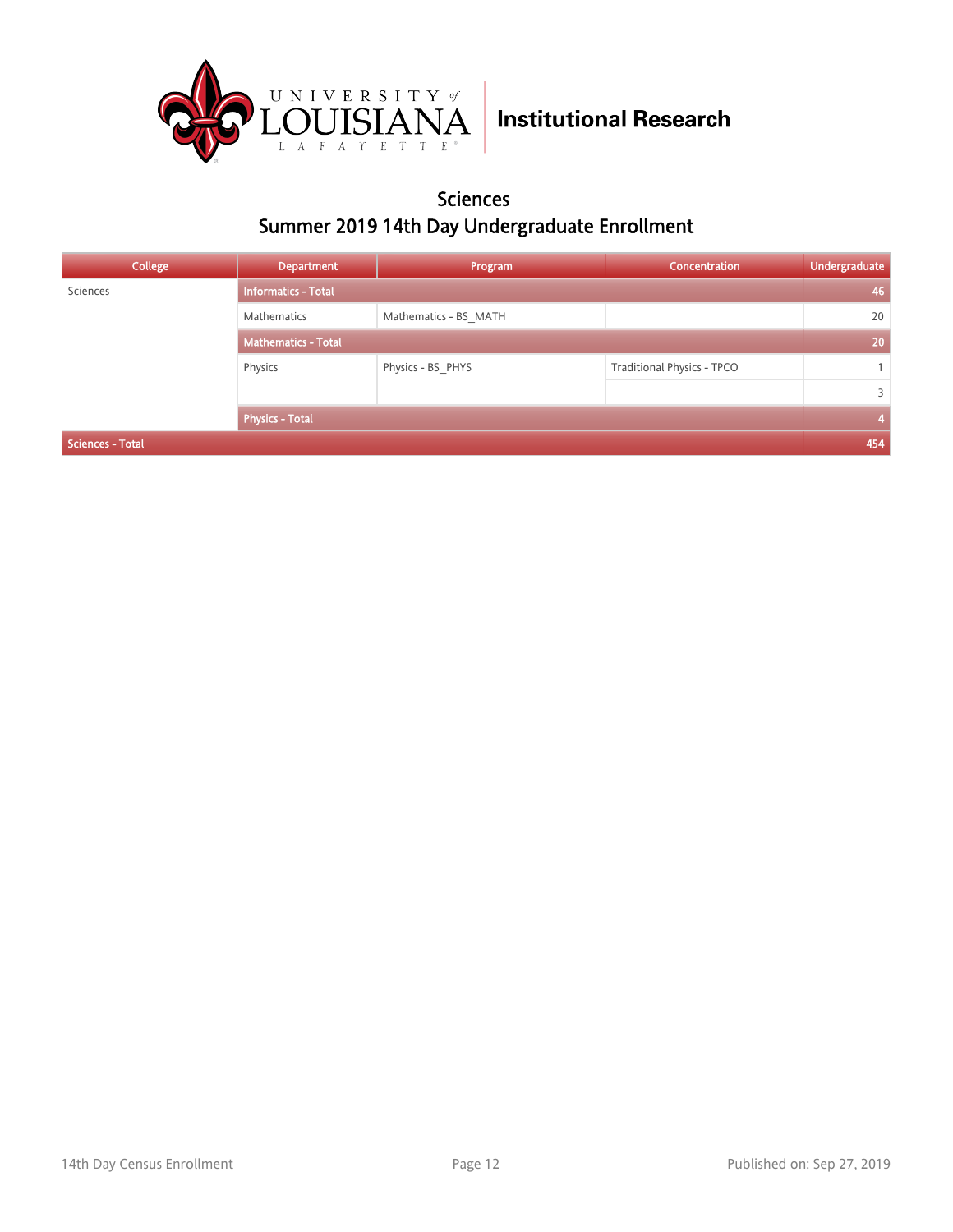## Sciences

## Summer 2019 14th Day Undergraduate Enrollment

| College | Department | Program | Concentration | Undergraduate |
|---|---|---|---|---|
| Sciences | **Informatics - Total** | | | **46** |
| | Mathematics | Mathematics - BS_MATH | | 20 |
| | **Mathematics - Total** | | | **20** |
| | Physics | Physics - BS_PHYS | Traditional Physics - TPCO | 1 |
| | | | | 3 |
| | **Physics - Total** | | | **4** |
| **Sciences - Total** | | | | **454** |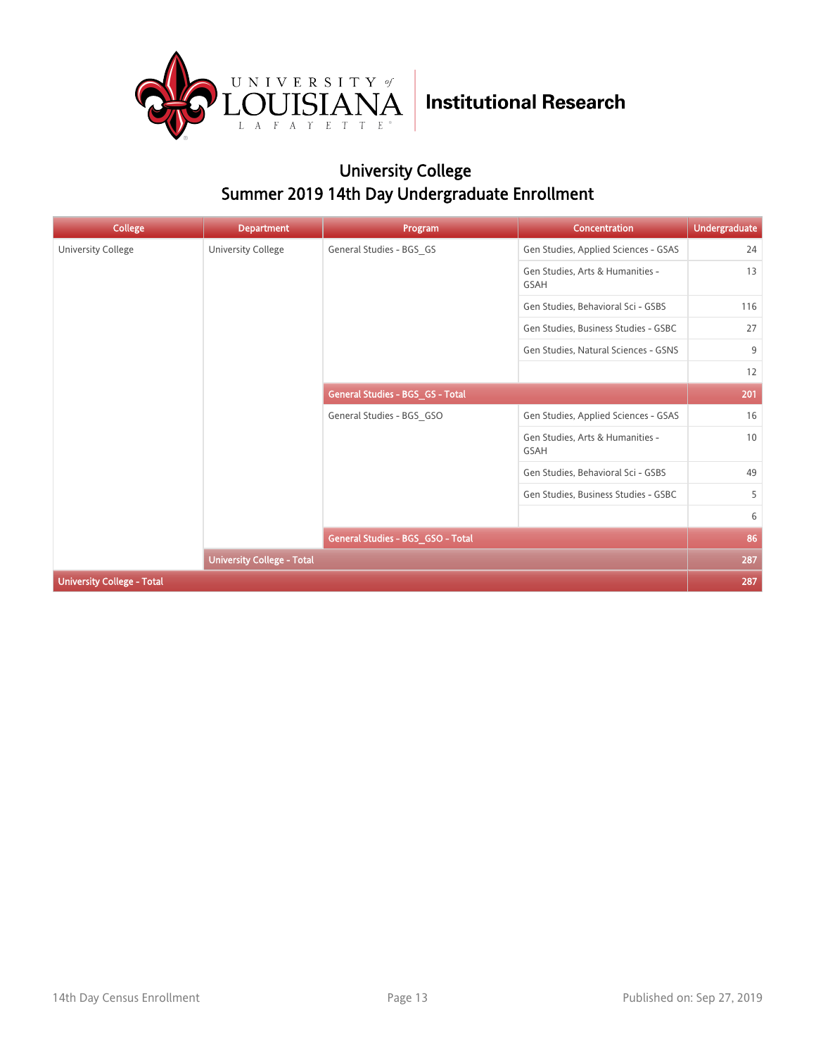University of Louisiana Lafayette | Institutional Research

# University College
## Summer 2019 14th Day Undergraduate Enrollment

| College | Department | Program | Concentration | Undergraduate |
|---|---|---|---|---|
| University College | University College | General Studies - BGS_GS | Gen Studies, Applied Sciences - GSAS | 24 |
| | | | Gen Studies, Arts & Humanities - GSAH | 13 |
| | | | Gen Studies, Behavioral Sci - GSBS | 116 |
| | | | Gen Studies, Business Studies - GSBC | 27 |
| | | | Gen Studies, Natural Sciences - GSNS | 9 |
| | | | | 12 |
| | | **General Studies - BGS_GS - Total** | | **201** |
| | | General Studies - BGS_GSO | Gen Studies, Applied Sciences - GSAS | 16 |
| | | | Gen Studies, Arts & Humanities - GSAH | 10 |
| | | | Gen Studies, Behavioral Sci - GSBS | 49 |
| | | | Gen Studies, Business Studies - GSBC | 5 |
| | | | | 6 |
| | | **General Studies - BGS_GSO - Total** | | **86** |
| | **University College - Total** | | | **287** |
| **University College - Total** | | | | **287** |

14th Day Census Enrollment

Published on: Sep 27, 2019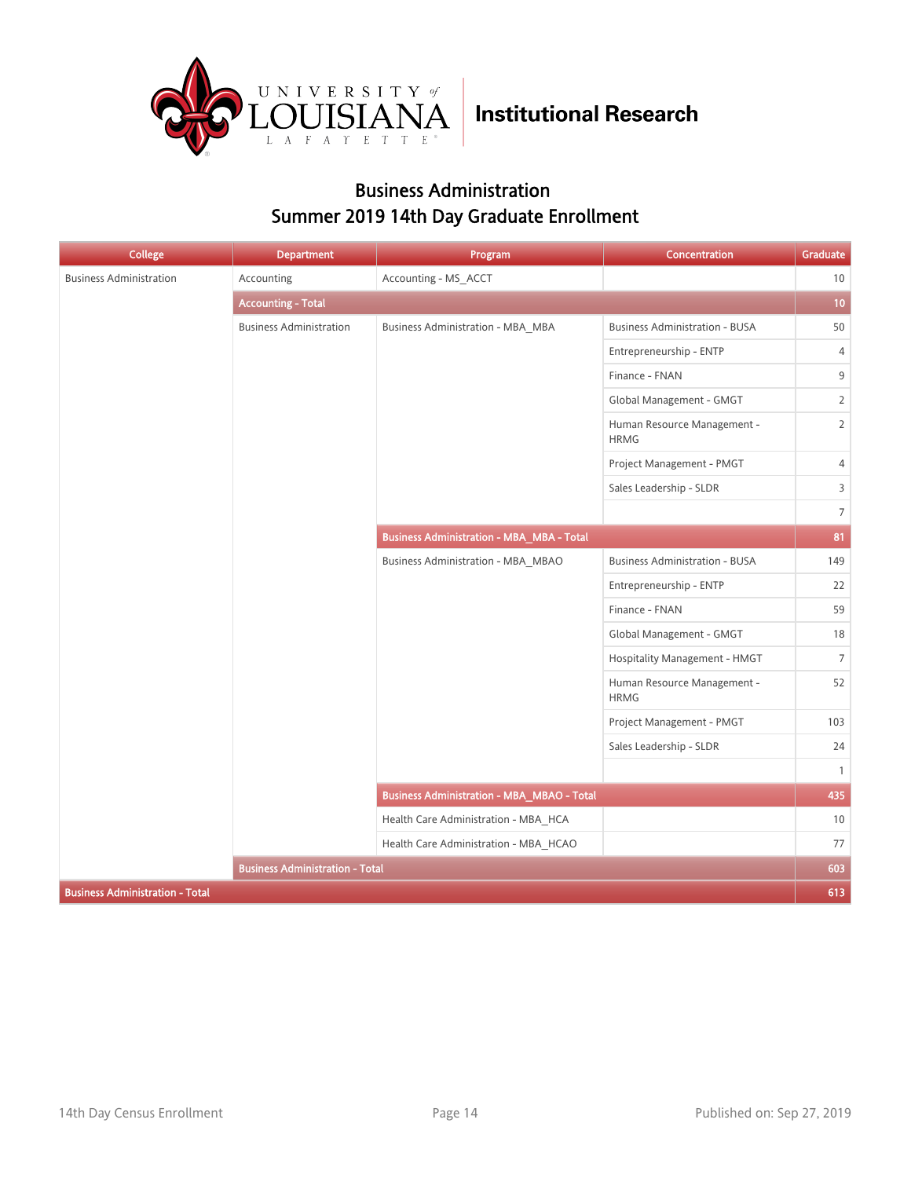University of Louisiana Lafayette | Institutional Research

## Business Administration
## Summer 2019 14th Day Graduate Enrollment

| College | Department | Program | Concentration | Graduate |
|---|---|---|---|---|
| Business Administration | Accounting | Accounting - MS_ACCT | | 10 |
| | **Accounting - Total** | | | **10** |
| | Business Administration | Business Administration - MBA_MBA | Business Administration - BUSA | 50 |
| | | | Entrepreneurship - ENTP | 4 |
| | | | Finance - FNAN | 9 |
| | | | Global Management - GMGT | 2 |
| | | | Human Resource Management - HRMG | 2 |
| | | | Project Management - PMGT | 4 |
| | | | Sales Leadership - SLDR | 3 |
| | | | | 7 |
| | | **Business Administration - MBA_MBA - Total** | | **81** |
| | | Business Administration - MBA_MBAO | Business Administration - BUSA | 149 |
| | | | Entrepreneurship - ENTP | 22 |
| | | | Finance - FNAN | 59 |
| | | | Global Management - GMGT | 18 |
| | | | Hospitality Management - HMGT | 7 |
| | | | Human Resource Management - HRMG | 52 |
| | | | Project Management - PMGT | 103 |
| | | | Sales Leadership - SLDR | 24 |
| | | | | 1 |
| | | **Business Administration - MBA_MBAO - Total** | | **435** |
| | | Health Care Administration - MBA_HCA | | 10 |
| | | Health Care Administration - MBA_HCAO | | 77 |
| | **Business Administration - Total** | | | **603** |
| **Business Administration - Total** | | | | **613** |

14th Day Census Enrollment

Published on: Sep 27, 2019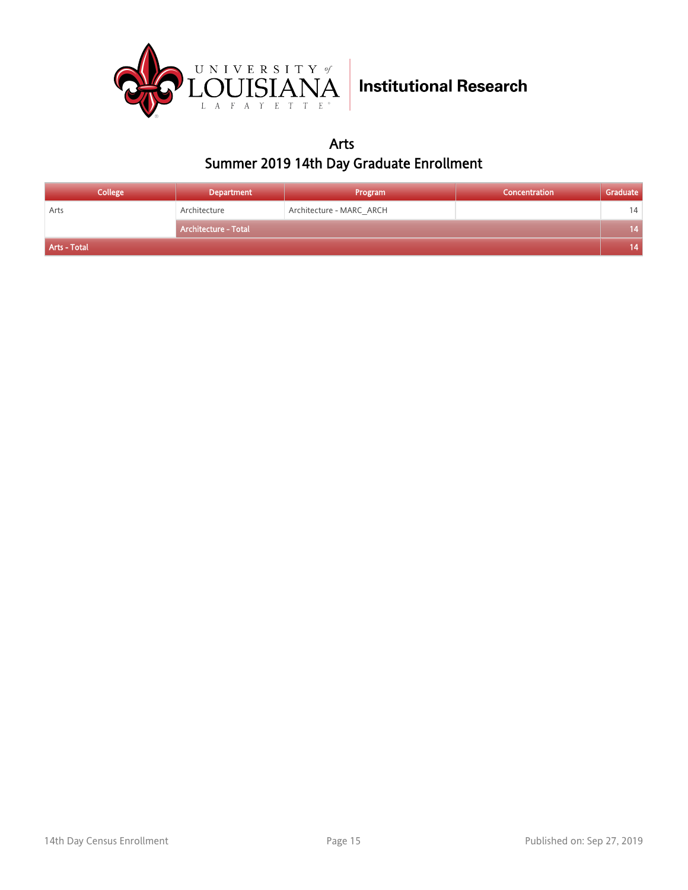# Arts

## Summer 2019 14th Day Graduate Enrollment

| College | Department | Program | Concentration | Graduate |
|---|---|---|---|---|
| Arts | Architecture | Architecture - MARC_ARCH | | 14 |
| | **Architecture - Total** | | | **14** |
| **Arts - Total** | | | | **14** |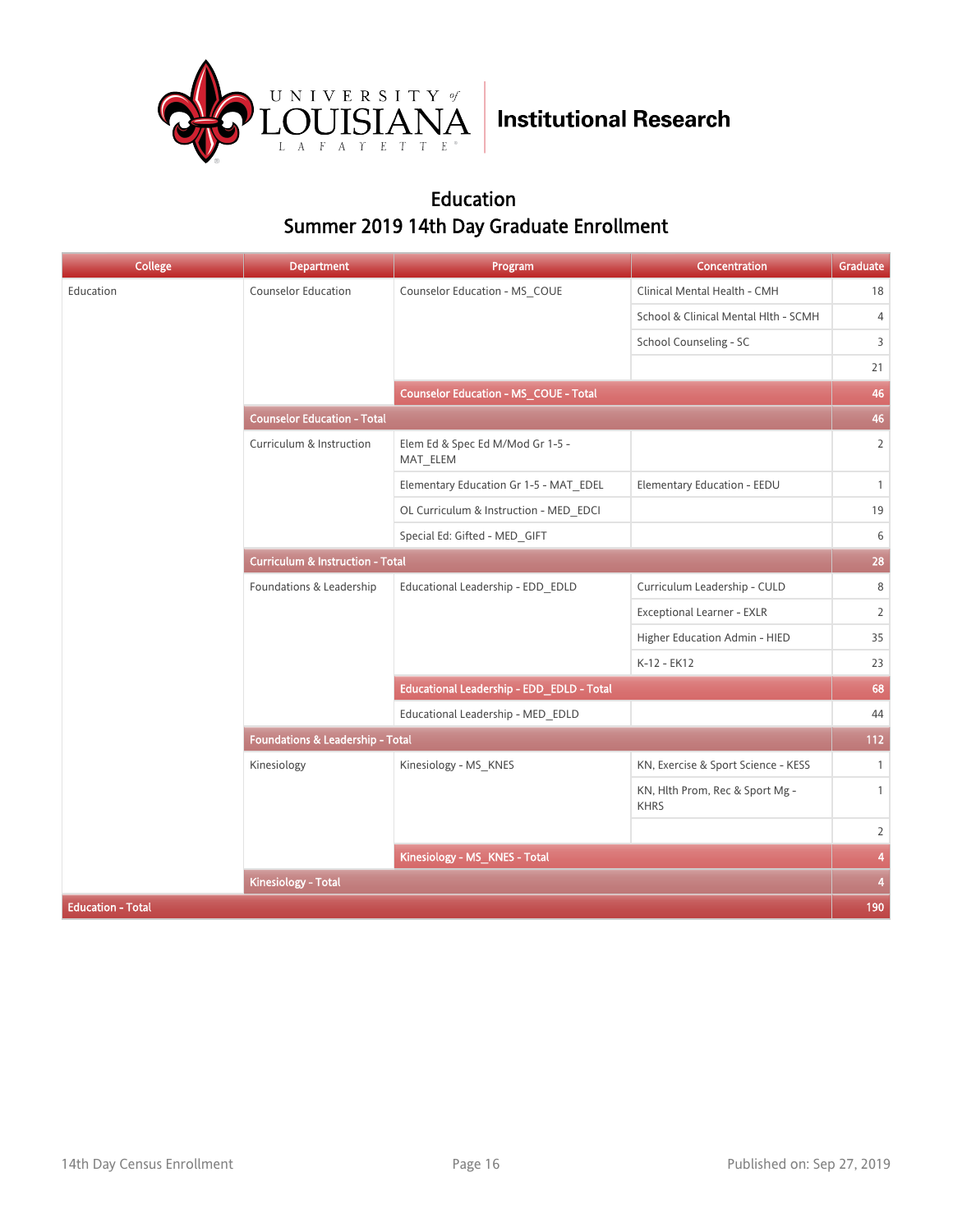# Education

## Summer 2019 14th Day Graduate Enrollment

| College | Department | Program | Concentration | Graduate |
|---|---|---|---|---|
| Education | Counselor Education | Counselor Education - MS_COUE | Clinical Mental Health - CMH | 18 |
| | | | School & Clinical Mental Hlth - SCMH | 4 |
| | | | School Counseling - SC | 3 |
| | | | | 21 |
| | | **Counselor Education - MS_COUE - Total** | | **46** |
| | **Counselor Education - Total** | | | **46** |
| | Curriculum & Instruction | Elem Ed & Spec Ed M/Mod Gr 1-5 - MAT_ELEM | | 2 |
| | | Elementary Education Gr 1-5 - MAT_EDEL | Elementary Education - EEDU | 1 |
| | | OL Curriculum & Instruction - MED_EDCI | | 19 |
| | | Special Ed: Gifted - MED_GIFT | | 6 |
| | **Curriculum & Instruction - Total** | | | **28** |
| | Foundations & Leadership | Educational Leadership - EDD_EDLD | Curriculum Leadership - CULD | 8 |
| | | | Exceptional Learner - EXLR | 2 |
| | | | Higher Education Admin - HIED | 35 |
| | | | K-12 - EK12 | 23 |
| | | **Educational Leadership - EDD_EDLD - Total** | | **68** |
| | | Educational Leadership - MED_EDLD | | 44 |
| | **Foundations & Leadership - Total** | | | **112** |
| | Kinesiology | Kinesiology - MS_KNES | KN, Exercise & Sport Science - KESS | 1 |
| | | | KN, Hlth Prom, Rec & Sport Mg - KHRS | 1 |
| | | | | 2 |
| | | **Kinesiology - MS_KNES - Total** | | **4** |
| | **Kinesiology - Total** | | | **4** |
| **Education - Total** | | | | **190** |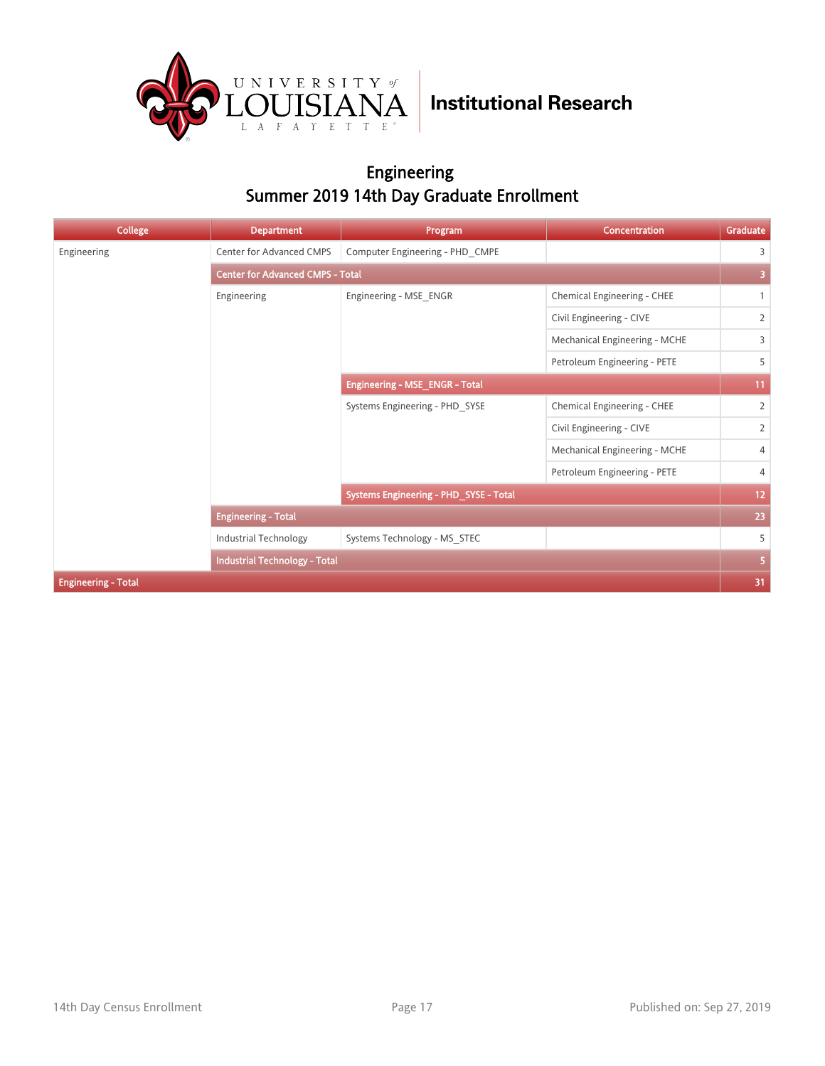Institutional Research

## Engineering
## Summer 2019 14th Day Graduate Enrollment

| College | Department | Program | Concentration | Graduate |
|---|---|---|---|---|
| Engineering | Center for Advanced CMPS | Computer Engineering - PHD_CMPE | | 3 |
| | **Center for Advanced CMPS - Total** | | | **3** |
| | Engineering | Engineering - MSE_ENGR | Chemical Engineering - CHEE | 1 |
| | | | Civil Engineering - CIVE | 2 |
| | | | Mechanical Engineering - MCHE | 3 |
| | | | Petroleum Engineering - PETE | 5 |
| | | **Engineering - MSE_ENGR - Total** | | **11** |
| | | Systems Engineering - PHD_SYSE | Chemical Engineering - CHEE | 2 |
| | | | Civil Engineering - CIVE | 2 |
| | | | Mechanical Engineering - MCHE | 4 |
| | | | Petroleum Engineering - PETE | 4 |
| | | **Systems Engineering - PHD_SYSE - Total** | | **12** |
| | **Engineering - Total** | | | **23** |
| | Industrial Technology | Systems Technology - MS_STEC | | 5 |
| | **Industrial Technology - Total** | | | **5** |
| **Engineering - Total** | | | | **31** |

14th Day Census Enrollment

Published on: Sep 27, 2019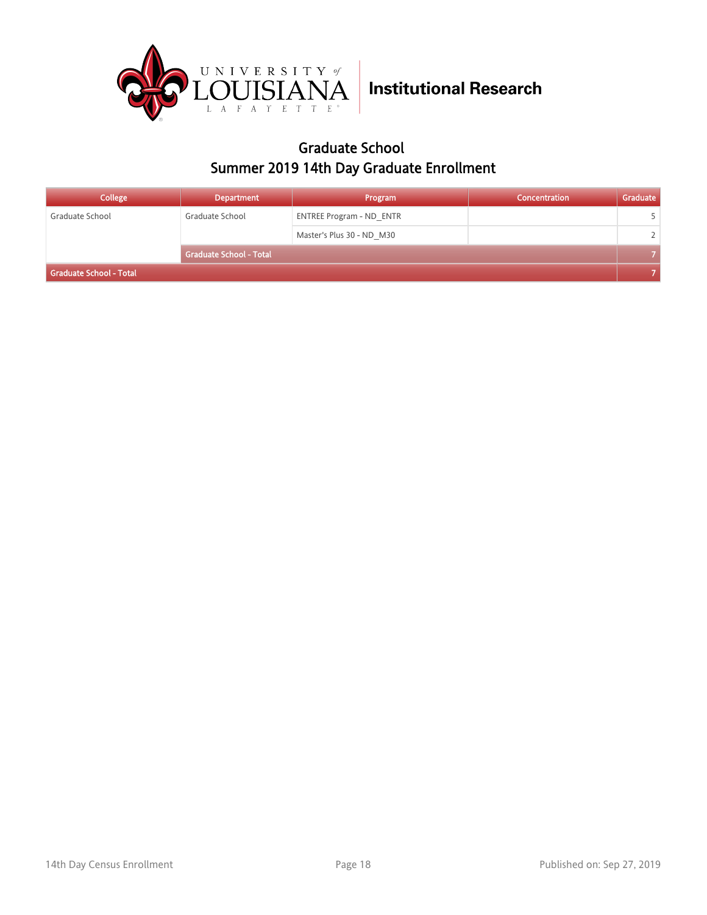University of Louisiana Lafayette | Institutional Research

# Graduate School
## Summer 2019 14th Day Graduate Enrollment

| College | Department | Program | Concentration | Graduate |
|---|---|---|---|---|
| Graduate School | Graduate School | ENTREE Program - ND_ENTR | | 5 |
| | | Master's Plus 30 - ND_M30 | | 2 |
| | **Graduate School - Total** | | | **7** |
| **Graduate School - Total** | | | | **7** |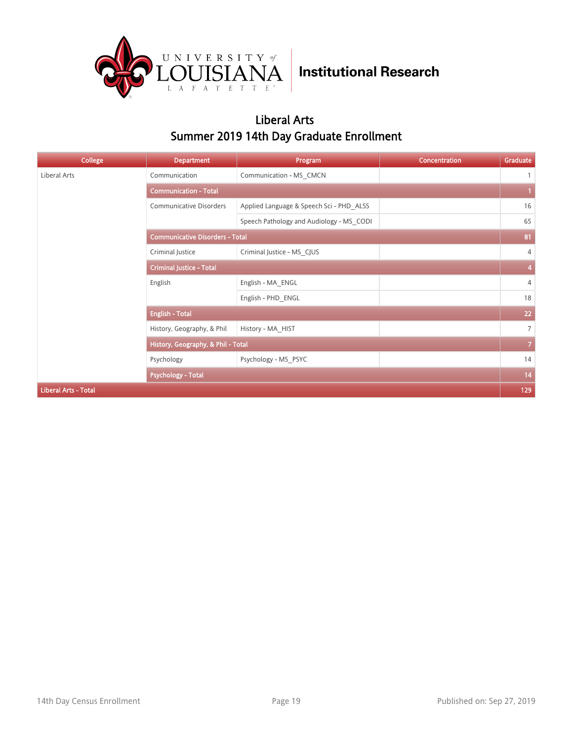Institutional Research

## Liberal Arts
## Summer 2019 14th Day Graduate Enrollment

| College | Department | Program | Concentration | Graduate |
|---|---|---|---|---|
| Liberal Arts | Communication | Communication - MS_CMCN | | 1 |
| | **Communication - Total** | | | **1** |
| | Communicative Disorders | Applied Language & Speech Sci - PHD_ALSS | | 16 |
| | | Speech Pathology and Audiology - MS_CODI | | 65 |
| | **Communicative Disorders - Total** | | | **81** |
| | Criminal Justice | Criminal Justice - MS_CJUS | | 4 |
| | **Criminal Justice - Total** | | | **4** |
| | English | English - MA_ENGL | | 4 |
| | | English - PHD_ENGL | | 18 |
| | **English - Total** | | | **22** |
| | History, Geography, & Phil | History - MA_HIST | | 7 |
| | **History, Geography, & Phil - Total** | | | **7** |
| | Psychology | Psychology - MS_PSYC | | 14 |
| | **Psychology - Total** | | | **14** |
| **Liberal Arts - Total** | | | | **129** |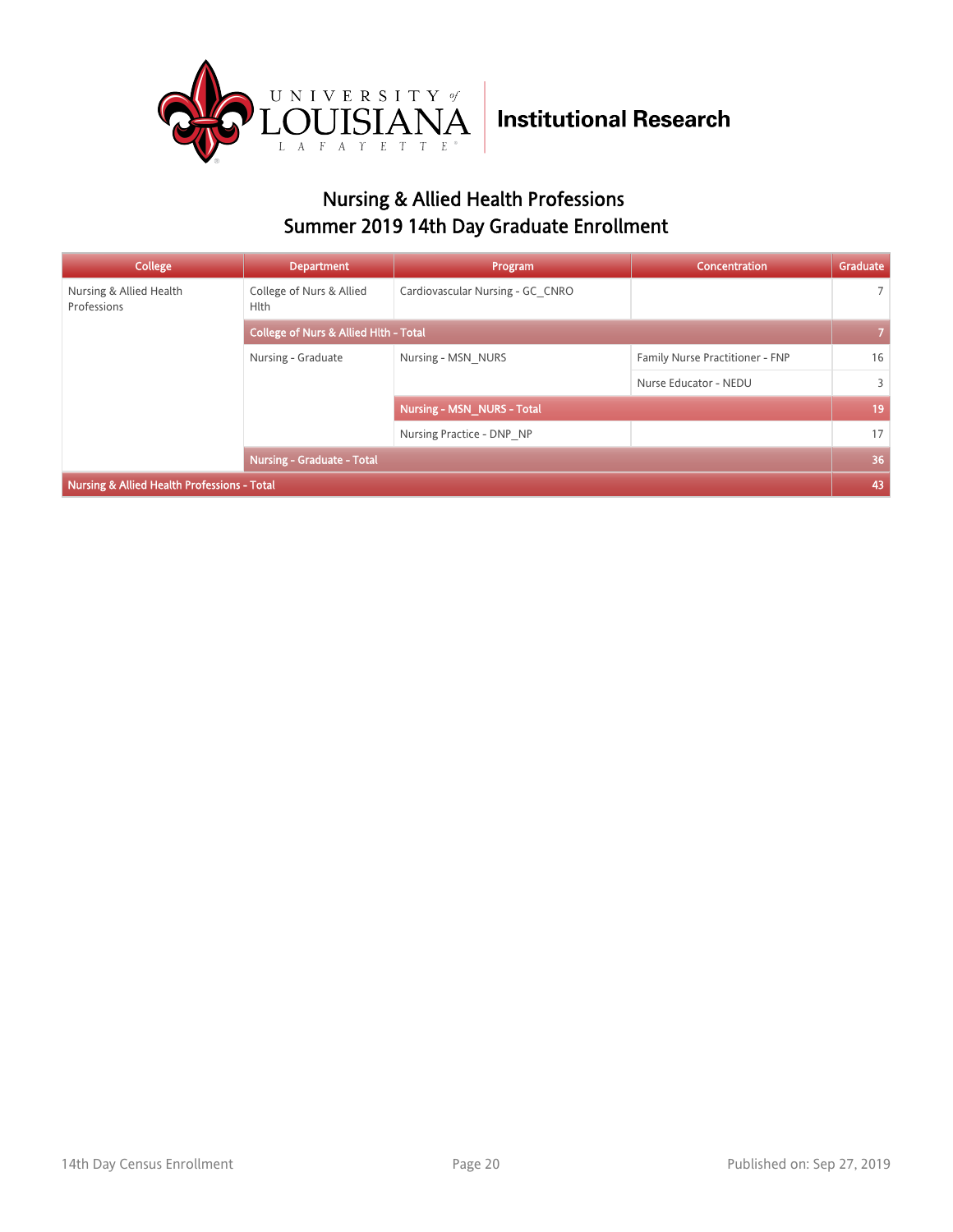Institutional Research

## Nursing & Allied Health Professions
## Summer 2019 14th Day Graduate Enrollment

| College | Department | Program | Concentration | Graduate |
|---|---|---|---|---|
| Nursing & Allied Health Professions | College of Nurs & Allied Hlth | Cardiovascular Nursing - GC_CNRO | | 7 |
| | College of Nurs & Allied Hlth - Total | | | 7 |
| | Nursing - Graduate | Nursing - MSN_NURS | Family Nurse Practitioner - FNP | 16 |
| | | | Nurse Educator - NEDU | 3 |
| | | Nursing - MSN_NURS - Total | | 19 |
| | | Nursing Practice - DNP_NP | | 17 |
| | Nursing - Graduate - Total | | | 36 |
| Nursing & Allied Health Professions - Total | | | | 43 |

14th Day Census Enrollment | Published on: Sep 27, 2019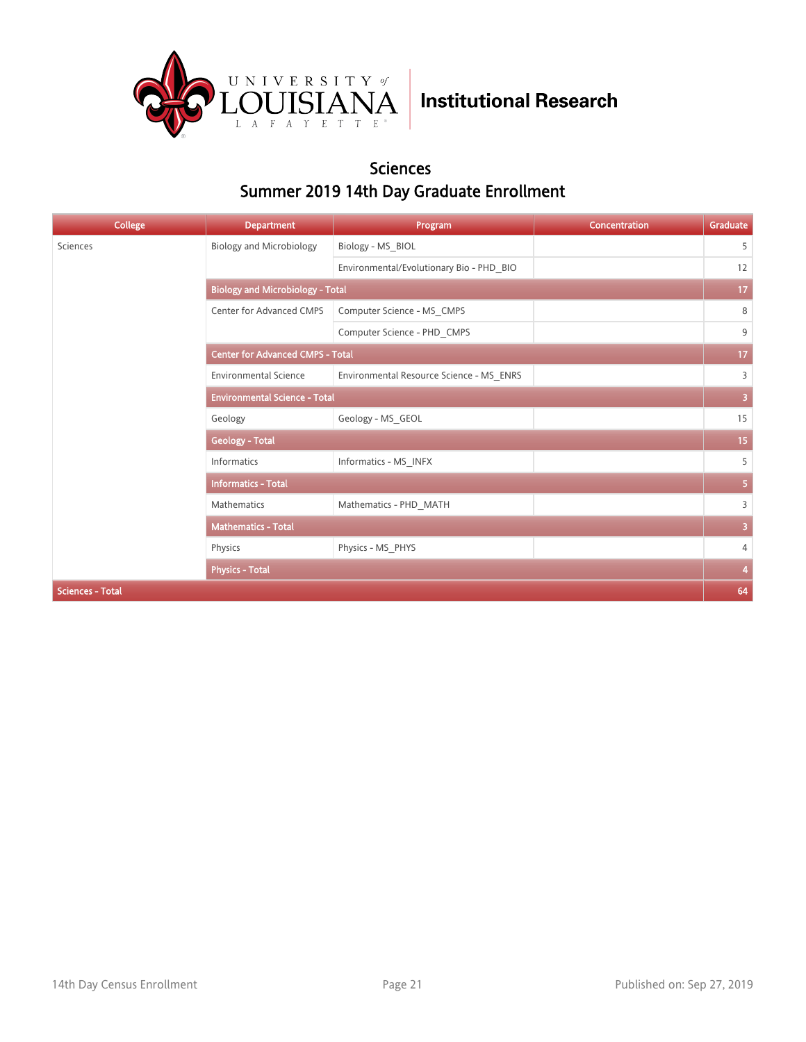University of Louisiana Lafayette — Institutional Research

## Sciences
## Summer 2019 14th Day Graduate Enrollment

| College | Department | Program | Concentration | Graduate |
|---|---|---|---|---|
| Sciences | Biology and Microbiology | Biology - MS_BIOL | | 5 |
| | | Environmental/Evolutionary Bio - PHD_BIO | | 12 |
| | **Biology and Microbiology - Total** | | | **17** |
| | Center for Advanced CMPS | Computer Science - MS_CMPS | | 8 |
| | | Computer Science - PHD_CMPS | | 9 |
| | **Center for Advanced CMPS - Total** | | | **17** |
| | Environmental Science | Environmental Resource Science - MS_ENRS | | 3 |
| | **Environmental Science - Total** | | | **3** |
| | Geology | Geology - MS_GEOL | | 15 |
| | **Geology - Total** | | | **15** |
| | Informatics | Informatics - MS_INFX | | 5 |
| | **Informatics - Total** | | | **5** |
| | Mathematics | Mathematics - PHD_MATH | | 3 |
| | **Mathematics - Total** | | | **3** |
| | Physics | Physics - MS_PHYS | | 4 |
| | **Physics - Total** | | | **4** |
| **Sciences - Total** | | | | **64** |

14th Day Census Enrollment

Published on: Sep 27, 2019